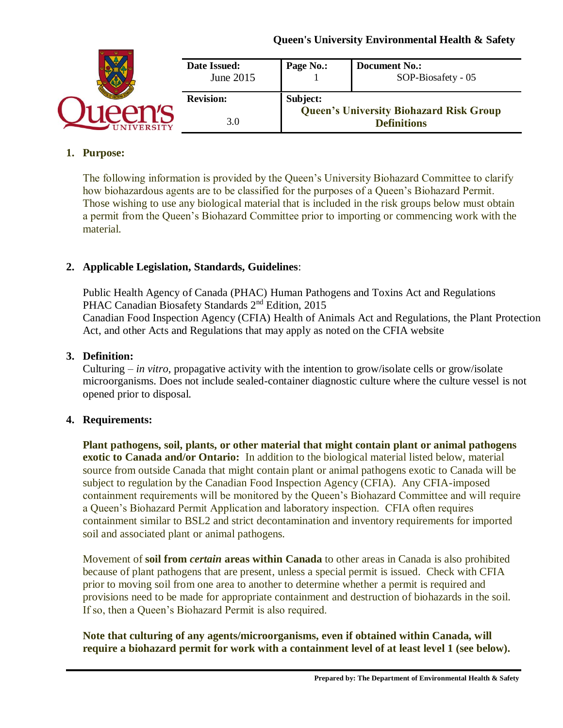**Queen's University Environmental Health & Safety**

| Date Issued: June 2015 | Page No.: 1 | Document No.: SOP-Biosafety - 05 |
|---|---|---|
| Revision: 3.0 | Subject: Queen's University Biohazard Risk Group Definitions | |

## 1. Purpose:

The following information is provided by the Queen's University Biohazard Committee to clarify how biohazardous agents are to be classified for the purposes of a Queen's Biohazard Permit. Those wishing to use any biological material that is included in the risk groups below must obtain a permit from the Queen's Biohazard Committee prior to importing or commencing work with the material.

## 2. Applicable Legislation, Standards, Guidelines:

Public Health Agency of Canada (PHAC) Human Pathogens and Toxins Act and Regulations
PHAC Canadian Biosafety Standards 2nd Edition, 2015
Canadian Food Inspection Agency (CFIA) Health of Animals Act and Regulations, the Plant Protection Act, and other Acts and Regulations that may apply as noted on the CFIA website

## 3. Definition:

Culturing – *in vitro*, propagative activity with the intention to grow/isolate cells or grow/isolate microorganisms. Does not include sealed-container diagnostic culture where the culture vessel is not opened prior to disposal.

## 4. Requirements:

**Plant pathogens, soil, plants, or other material that might contain plant or animal pathogens exotic to Canada and/or Ontario:** In addition to the biological material listed below, material source from outside Canada that might contain plant or animal pathogens exotic to Canada will be subject to regulation by the Canadian Food Inspection Agency (CFIA). Any CFIA-imposed containment requirements will be monitored by the Queen's Biohazard Committee and will require a Queen's Biohazard Permit Application and laboratory inspection. CFIA often requires containment similar to BSL2 and strict decontamination and inventory requirements for imported soil and associated plant or animal pathogens.

Movement of **soil from *certain* areas within Canada** to other areas in Canada is also prohibited because of plant pathogens that are present, unless a special permit is issued. Check with CFIA prior to moving soil from one area to another to determine whether a permit is required and provisions need to be made for appropriate containment and destruction of biohazards in the soil. If so, then a Queen's Biohazard Permit is also required.

**Note that culturing of any agents/microorganisms, even if obtained within Canada, will require a biohazard permit for work with a containment level of at least level 1 (see below).**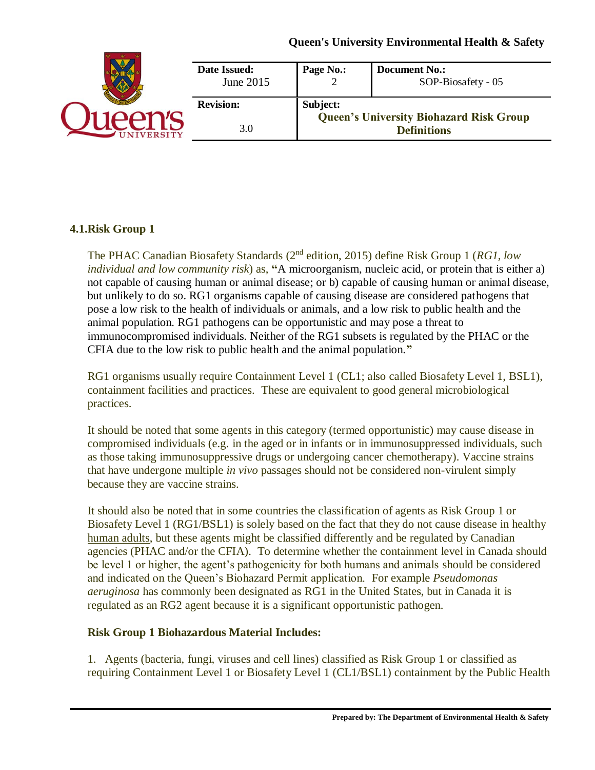### 4.1. Risk Group 1

The PHAC Canadian Biosafety Standards (2nd edition, 2015) define Risk Group 1 (*RG1, low individual and low community risk*) as, **"**A microorganism, nucleic acid, or protein that is either a) not capable of causing human or animal disease; or b) capable of causing human or animal disease, but unlikely to do so. RG1 organisms capable of causing disease are considered pathogens that pose a low risk to the health of individuals or animals, and a low risk to public health and the animal population. RG1 pathogens can be opportunistic and may pose a threat to immunocompromised individuals. Neither of the RG1 subsets is regulated by the PHAC or the CFIA due to the low risk to public health and the animal population.**"**

RG1 organisms usually require Containment Level 1 (CL1; also called Biosafety Level 1, BSL1), containment facilities and practices. These are equivalent to good general microbiological practices.

It should be noted that some agents in this category (termed opportunistic) may cause disease in compromised individuals (e.g. in the aged or in infants or in immunosuppressed individuals, such as those taking immunosuppressive drugs or undergoing cancer chemotherapy). Vaccine strains that have undergone multiple *in vivo* passages should not be considered non-virulent simply because they are vaccine strains.

It should also be noted that in some countries the classification of agents as Risk Group 1 or Biosafety Level 1 (RG1/BSL1) is solely based on the fact that they do not cause disease in healthy human adults, but these agents might be classified differently and be regulated by Canadian agencies (PHAC and/or the CFIA). To determine whether the containment level in Canada should be level 1 or higher, the agent's pathogenicity for both humans and animals should be considered and indicated on the Queen's Biohazard Permit application. For example *Pseudomonas aeruginosa* has commonly been designated as RG1 in the United States, but in Canada it is regulated as an RG2 agent because it is a significant opportunistic pathogen.

**Risk Group 1 Biohazardous Material Includes:**

1. Agents (bacteria, fungi, viruses and cell lines) classified as Risk Group 1 or classified as requiring Containment Level 1 or Biosafety Level 1 (CL1/BSL1) containment by the Public Health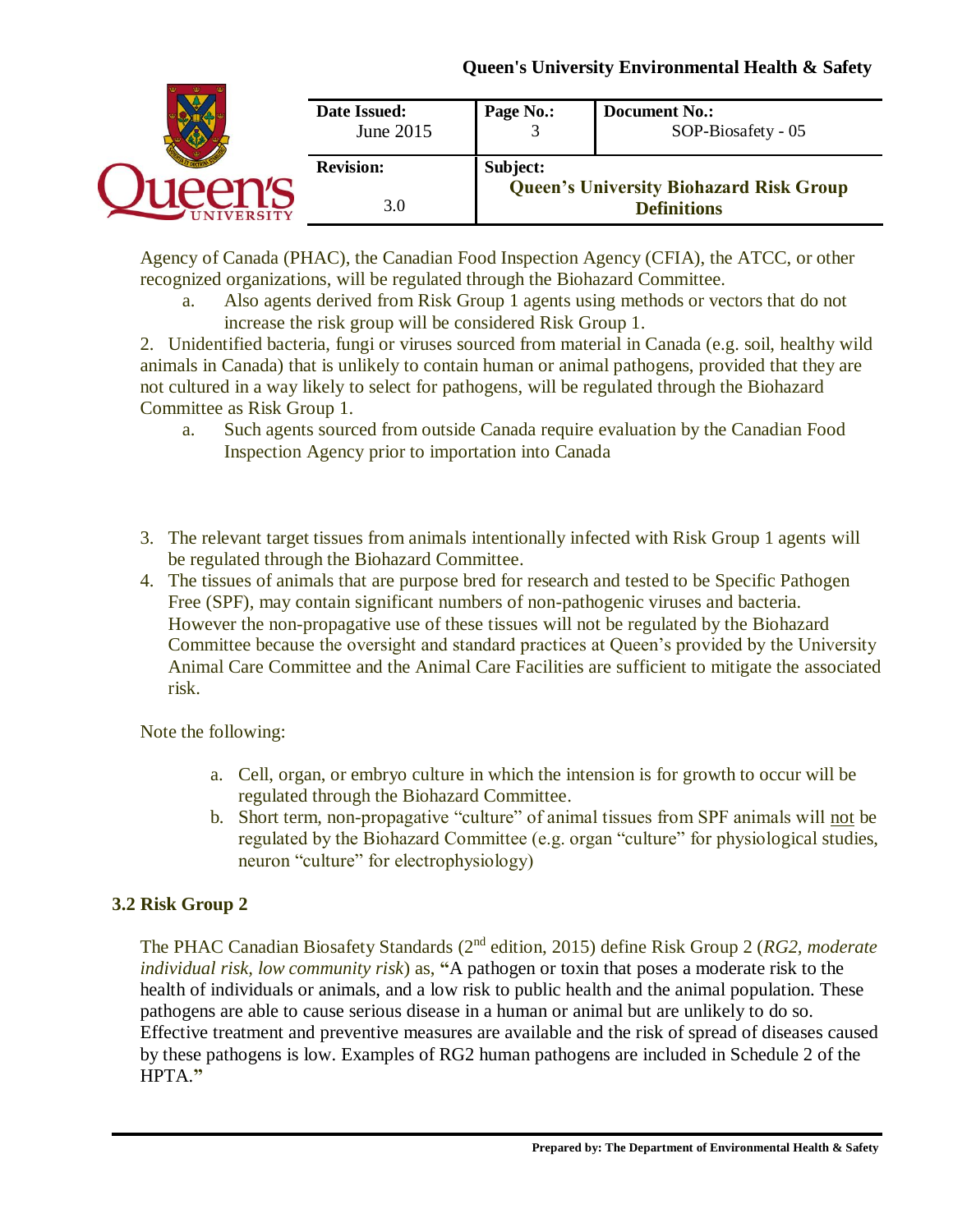Agency of Canada (PHAC), the Canadian Food Inspection Agency (CFIA), the ATCC, or other recognized organizations, will be regulated through the Biohazard Committee.

   a. Also agents derived from Risk Group 1 agents using methods or vectors that do not increase the risk group will be considered Risk Group 1.

2. Unidentified bacteria, fungi or viruses sourced from material in Canada (e.g. soil, healthy wild animals in Canada) that is unlikely to contain human or animal pathogens, provided that they are not cultured in a way likely to select for pathogens, will be regulated through the Biohazard Committee as Risk Group 1.

   a. Such agents sourced from outside Canada require evaluation by the Canadian Food Inspection Agency prior to importation into Canada

3. The relevant target tissues from animals intentionally infected with Risk Group 1 agents will be regulated through the Biohazard Committee.
4. The tissues of animals that are purpose bred for research and tested to be Specific Pathogen Free (SPF), may contain significant numbers of non-pathogenic viruses and bacteria. However the non-propagative use of these tissues will not be regulated by the Biohazard Committee because the oversight and standard practices at Queen's provided by the University Animal Care Committee and the Animal Care Facilities are sufficient to mitigate the associated risk.

Note the following:

a. Cell, organ, or embryo culture in which the intension is for growth to occur will be regulated through the Biohazard Committee.
b. Short term, non-propagative "culture" of animal tissues from SPF animals will not be regulated by the Biohazard Committee (e.g. organ "culture" for physiological studies, neuron "culture" for electrophysiology)

### 3.2 Risk Group 2

The PHAC Canadian Biosafety Standards (2nd edition, 2015) define Risk Group 2 (*RG2, moderate individual risk, low community risk*) as, **"**A pathogen or toxin that poses a moderate risk to the health of individuals or animals, and a low risk to public health and the animal population. These pathogens are able to cause serious disease in a human or animal but are unlikely to do so. Effective treatment and preventive measures are available and the risk of spread of diseases caused by these pathogens is low. Examples of RG2 human pathogens are included in Schedule 2 of the HPTA.**"**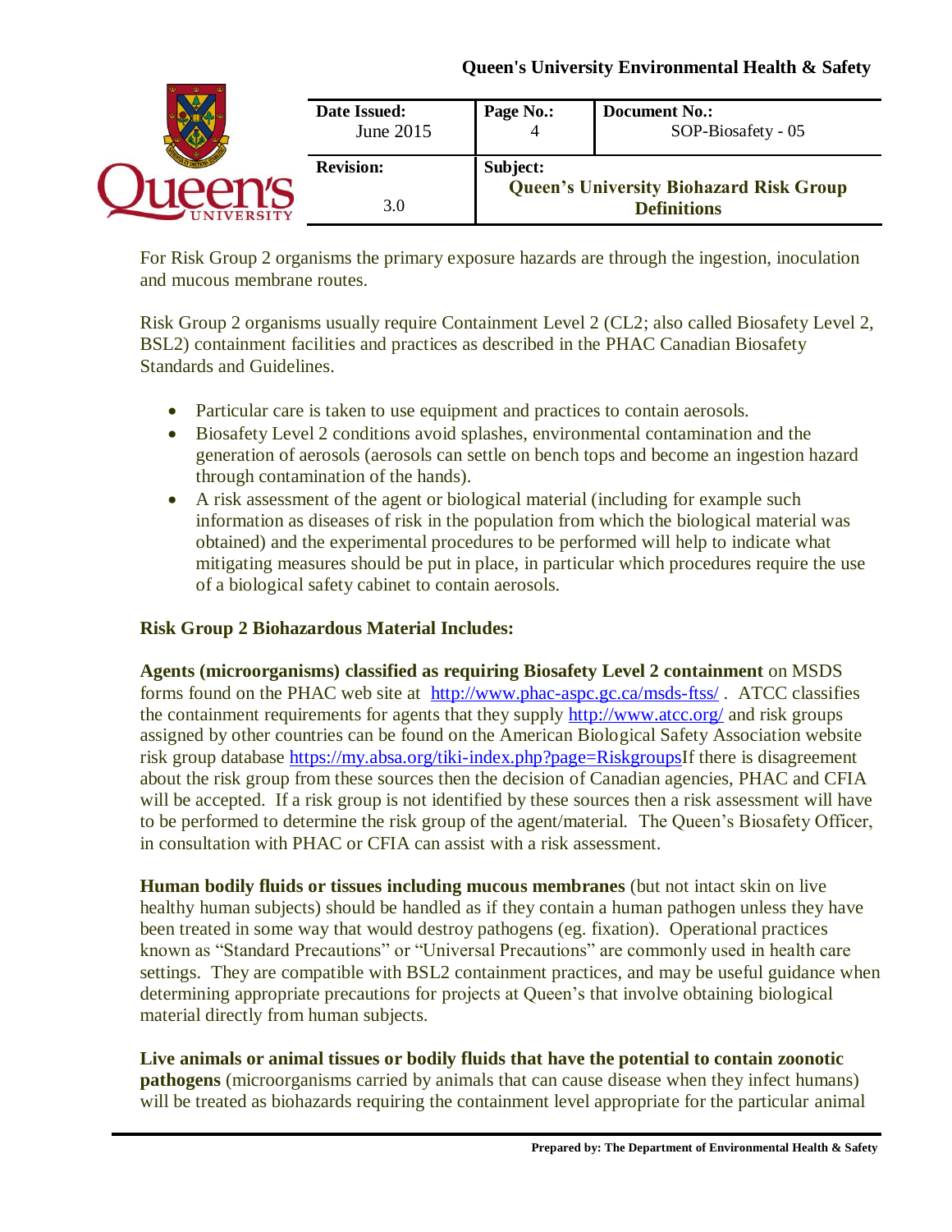For Risk Group 2 organisms the primary exposure hazards are through the ingestion, inoculation and mucous membrane routes.

Risk Group 2 organisms usually require Containment Level 2 (CL2; also called Biosafety Level 2, BSL2) containment facilities and practices as described in the PHAC Canadian Biosafety Standards and Guidelines.

- Particular care is taken to use equipment and practices to contain aerosols.
- Biosafety Level 2 conditions avoid splashes, environmental contamination and the generation of aerosols (aerosols can settle on bench tops and become an ingestion hazard through contamination of the hands).
- A risk assessment of the agent or biological material (including for example such information as diseases of risk in the population from which the biological material was obtained) and the experimental procedures to be performed will help to indicate what mitigating measures should be put in place, in particular which procedures require the use of a biological safety cabinet to contain aerosols.

**Risk Group 2 Biohazardous Material Includes:**

**Agents (microorganisms) classified as requiring Biosafety Level 2 containment** on MSDS forms found on the PHAC web site at http://www.phac-aspc.gc.ca/msds-ftss/ . ATCC classifies the containment requirements for agents that they supply http://www.atcc.org/ and risk groups assigned by other countries can be found on the American Biological Safety Association website risk group database https://my.absa.org/tiki-index.php?page=RiskgroupsIf there is disagreement about the risk group from these sources then the decision of Canadian agencies, PHAC and CFIA will be accepted. If a risk group is not identified by these sources then a risk assessment will have to be performed to determine the risk group of the agent/material. The Queen's Biosafety Officer, in consultation with PHAC or CFIA can assist with a risk assessment.

**Human bodily fluids or tissues including mucous membranes** (but not intact skin on live healthy human subjects) should be handled as if they contain a human pathogen unless they have been treated in some way that would destroy pathogens (eg. fixation). Operational practices known as "Standard Precautions" or "Universal Precautions" are commonly used in health care settings. They are compatible with BSL2 containment practices, and may be useful guidance when determining appropriate precautions for projects at Queen's that involve obtaining biological material directly from human subjects.

**Live animals or animal tissues or bodily fluids that have the potential to contain zoonotic pathogens** (microorganisms carried by animals that can cause disease when they infect humans) will be treated as biohazards requiring the containment level appropriate for the particular animal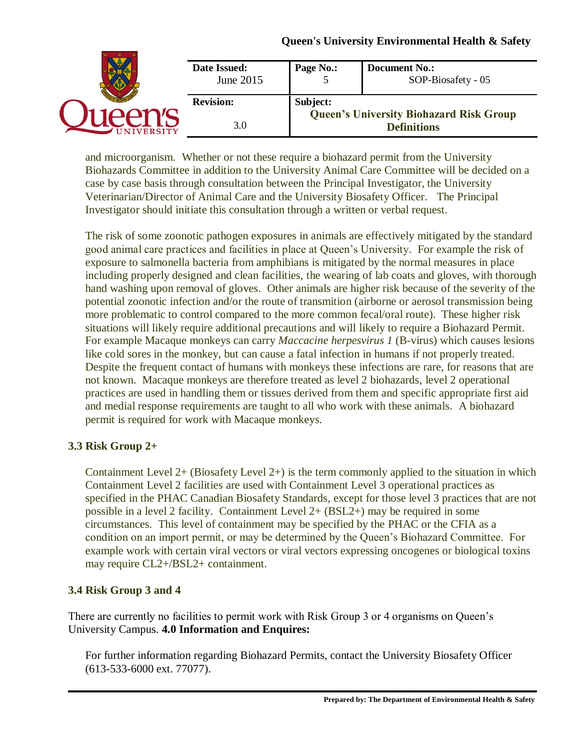and microorganism. Whether or not these require a biohazard permit from the University Biohazards Committee in addition to the University Animal Care Committee will be decided on a case by case basis through consultation between the Principal Investigator, the University Veterinarian/Director of Animal Care and the University Biosafety Officer. The Principal Investigator should initiate this consultation through a written or verbal request.

The risk of some zoonotic pathogen exposures in animals are effectively mitigated by the standard good animal care practices and facilities in place at Queen's University. For example the risk of exposure to salmonella bacteria from amphibians is mitigated by the normal measures in place including properly designed and clean facilities, the wearing of lab coats and gloves, with thorough hand washing upon removal of gloves. Other animals are higher risk because of the severity of the potential zoonotic infection and/or the route of transmition (airborne or aerosol transmission being more problematic to control compared to the more common fecal/oral route). These higher risk situations will likely require additional precautions and will likely to require a Biohazard Permit. For example Macaque monkeys can carry *Maccacine herpesvirus 1* (B-virus) which causes lesions like cold sores in the monkey, but can cause a fatal infection in humans if not properly treated. Despite the frequent contact of humans with monkeys these infections are rare, for reasons that are not known. Macaque monkeys are therefore treated as level 2 biohazards, level 2 operational practices are used in handling them or tissues derived from them and specific appropriate first aid and medial response requirements are taught to all who work with these animals. A biohazard permit is required for work with Macaque monkeys.

### 3.3 Risk Group 2+

Containment Level 2+ (Biosafety Level 2+) is the term commonly applied to the situation in which Containment Level 2 facilities are used with Containment Level 3 operational practices as specified in the PHAC Canadian Biosafety Standards, except for those level 3 practices that are not possible in a level 2 facility. Containment Level 2+ (BSL2+) may be required in some circumstances. This level of containment may be specified by the PHAC or the CFIA as a condition on an import permit, or may be determined by the Queen's Biohazard Committee. For example work with certain viral vectors or viral vectors expressing oncogenes or biological toxins may require CL2+/BSL2+ containment.

### 3.4 Risk Group 3 and 4

There are currently no facilities to permit work with Risk Group 3 or 4 organisms on Queen's University Campus. **4.0 Information and Enquires:**

For further information regarding Biohazard Permits, contact the University Biosafety Officer (613-533-6000 ext. 77077).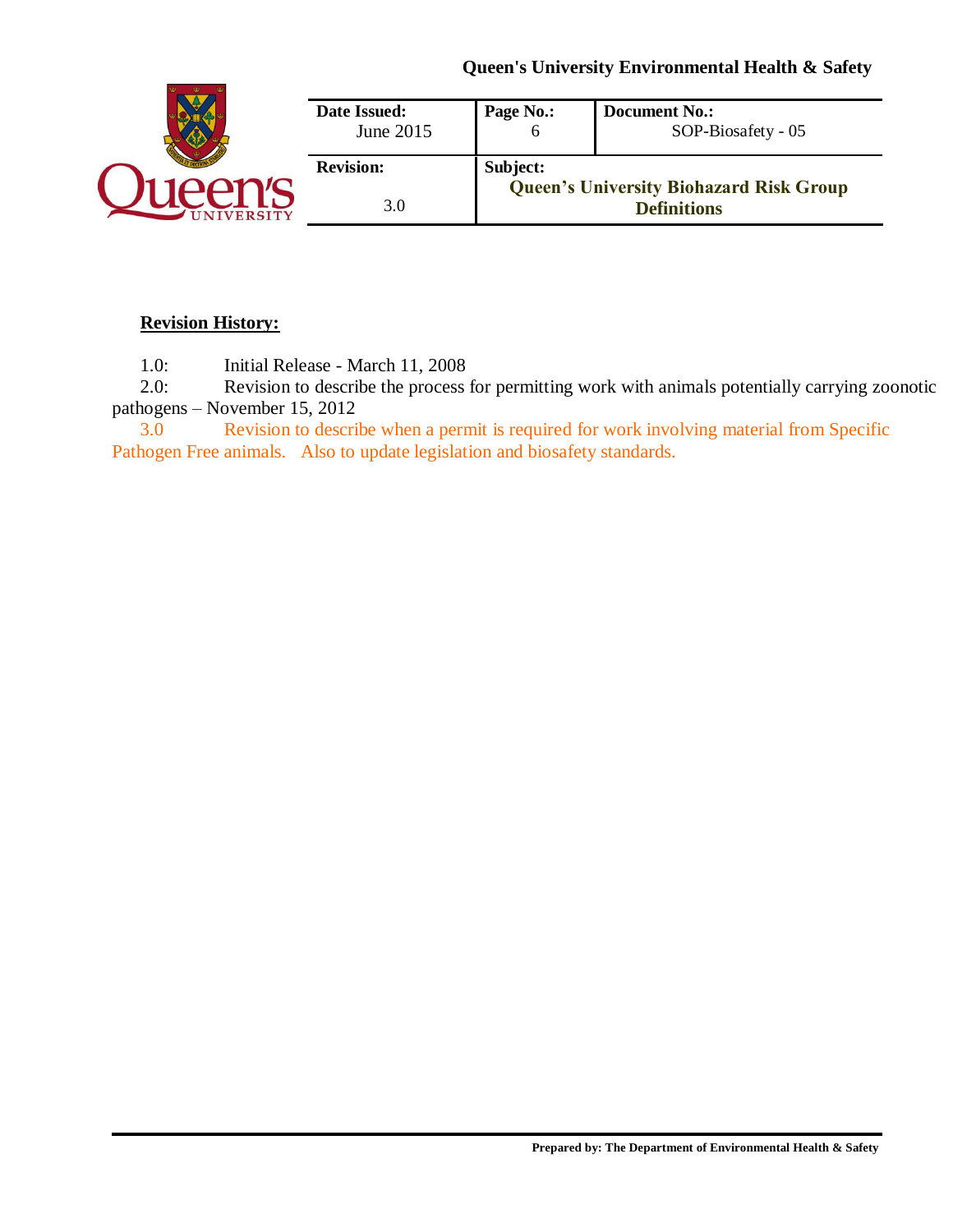**Revision History:**

1.0: Initial Release - March 11, 2008

2.0: Revision to describe the process for permitting work with animals potentially carrying zoonotic pathogens – November 15, 2012

3.0 Revision to describe when a permit is required for work involving material from Specific Pathogen Free animals. Also to update legislation and biosafety standards.